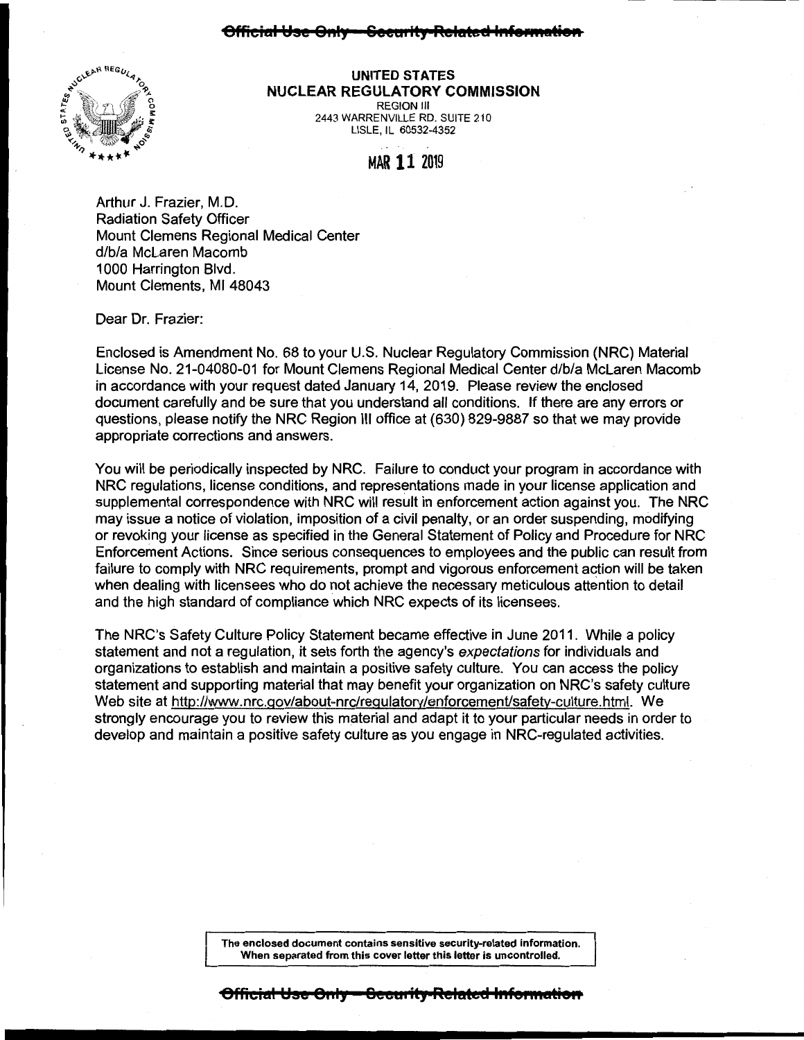~~Official Use Only – Security-Related Information~~

**UNITED STATES**
**NUCLEAR REGULATORY COMMISSION**
REGION III
2443 WARRENVILLE RD. SUITE 210
LISLE, IL 60532-4352

MAR 11 2019

Arthur J. Frazier, M.D.
Radiation Safety Officer
Mount Clemens Regional Medical Center
d/b/a McLaren Macomb
1000 Harrington Blvd.
Mount Clements, MI 48043

Dear Dr. Frazier:

Enclosed is Amendment No. 68 to your U.S. Nuclear Regulatory Commission (NRC) Material License No. 21-04080-01 for Mount Clemens Regional Medical Center d/b/a McLaren Macomb in accordance with your request dated January 14, 2019. Please review the enclosed document carefully and be sure that you understand all conditions. If there are any errors or questions, please notify the NRC Region III office at (630) 829-9887 so that we may provide appropriate corrections and answers.

You will be periodically inspected by NRC. Failure to conduct your program in accordance with NRC regulations, license conditions, and representations made in your license application and supplemental correspondence with NRC will result in enforcement action against you. The NRC may issue a notice of violation, imposition of a civil penalty, or an order suspending, modifying or revoking your license as specified in the General Statement of Policy and Procedure for NRC Enforcement Actions. Since serious consequences to employees and the public can result from failure to comply with NRC requirements, prompt and vigorous enforcement action will be taken when dealing with licensees who do not achieve the necessary meticulous attention to detail and the high standard of compliance which NRC expects of its licensees.

The NRC's Safety Culture Policy Statement became effective in June 2011. While a policy statement and not a regulation, it sets forth the agency's *expectations* for individuals and organizations to establish and maintain a positive safety culture. You can access the policy statement and supporting material that may benefit your organization on NRC's safety culture Web site at http://www.nrc.gov/about-nrc/regulatory/enforcement/safety-culture.html. We strongly encourage you to review this material and adapt it to your particular needs in order to develop and maintain a positive safety culture as you engage in NRC-regulated activities.

**The enclosed document contains sensitive security-related information. When separated from this cover letter this letter is uncontrolled.**

~~Official Use Only – Security-Related Information~~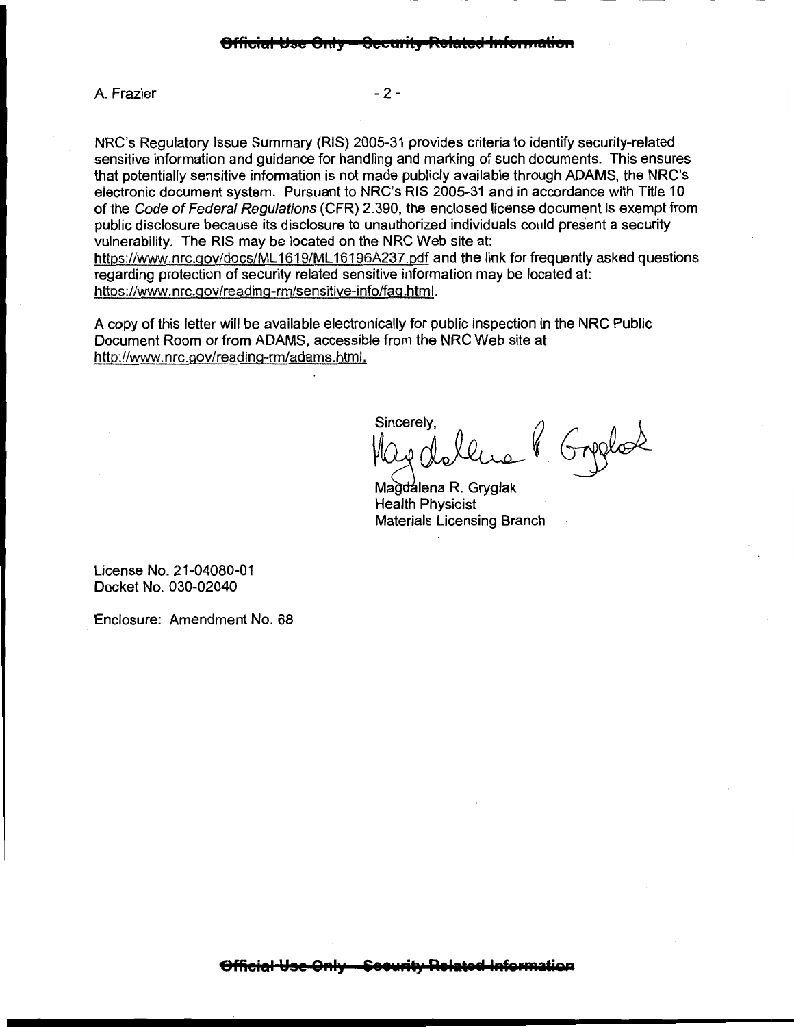NRC's Regulatory Issue Summary (RIS) 2005-31 provides criteria to identify security-related sensitive information and guidance for handling and marking of such documents. This ensures that potentially sensitive information is not made publicly available through ADAMS, the NRC's electronic document system. Pursuant to NRC's RIS 2005-31 and in accordance with Title 10 of the *Code of Federal Regulations* (CFR) 2.390, the enclosed license document is exempt from public disclosure because its disclosure to unauthorized individuals could present a security vulnerability. The RIS may be located on the NRC Web site at: https://www.nrc.gov/docs/ML1619/ML16196A237.pdf and the link for frequently asked questions regarding protection of security related sensitive information may be located at: https://www.nrc.gov/reading-rm/sensitive-info/faq.html.

A copy of this letter will be available electronically for public inspection in the NRC Public Document Room or from ADAMS, accessible from the NRC Web site at http://www.nrc.gov/reading-rm/adams.html.

Sincerely,

Magdalena R. Gryglak
Health Physicist
Materials Licensing Branch

License No. 21-04080-01
Docket No. 030-02040

Enclosure: Amendment No. 68